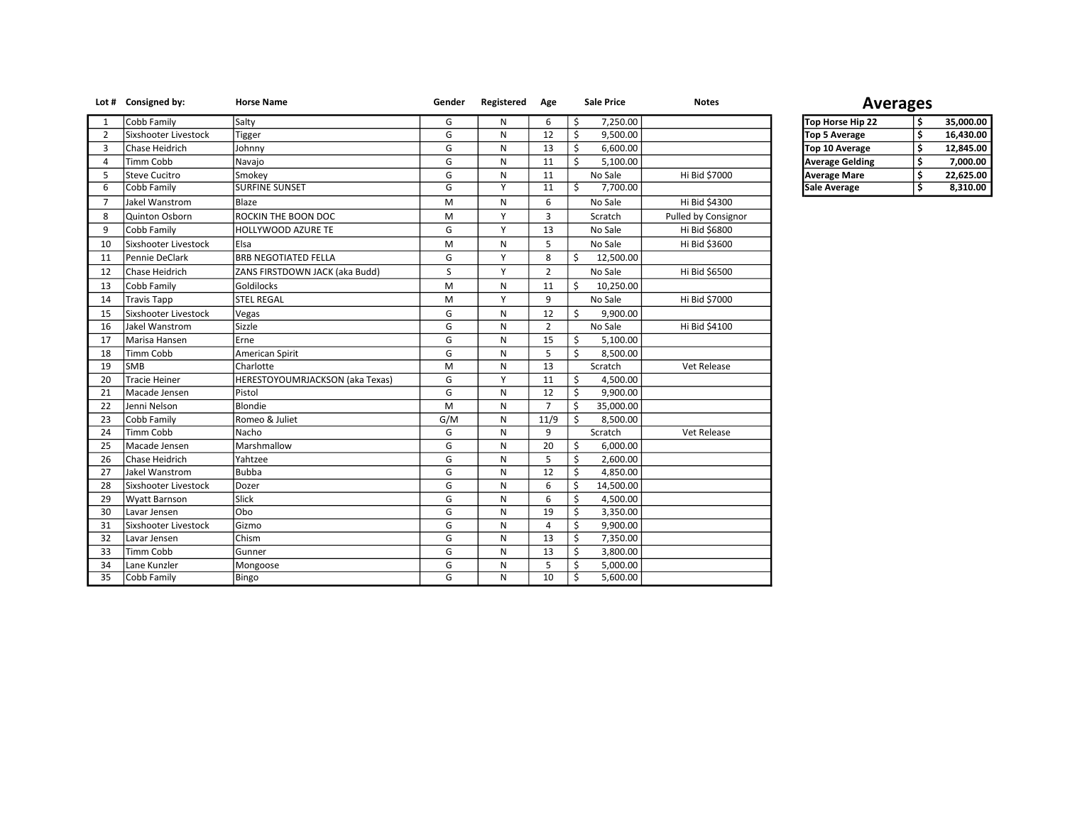| Lot # | Consigned by: | Horse Name | Gender | Registered | Age | Sale Price | Notes |
|---|---|---|---|---|---|---|---|
| 1 | Cobb Family | Salty | G | N | 6 | $ 7,250.00 | |
| 2 | Sixshooter Livestock | Tigger | G | N | 12 | $ 9,500.00 | |
| 3 | Chase Heidrich | Johnny | G | N | 13 | $ 6,600.00 | |
| 4 | Timm Cobb | Navajo | G | N | 11 | $ 5,100.00 | |
| 5 | Steve Cucitro | Smokey | G | N | 11 | No Sale | Hi Bid $7000 |
| 6 | Cobb Family | SURFINE SUNSET | G | Y | 11 | $ 7,700.00 | |
| 7 | Jakel Wanstrom | Blaze | M | N | 6 | No Sale | Hi Bid $4300 |
| 8 | Quinton Osborn | ROCKIN THE BOON DOC | M | Y | 3 | Scratch | Pulled by Consignor |
| 9 | Cobb Family | HOLLYWOOD AZURE TE | G | Y | 13 | No Sale | Hi Bid $6800 |
| 10 | Sixshooter Livestock | Elsa | M | N | 5 | No Sale | Hi Bid $3600 |
| 11 | Pennie DeClark | BRB NEGOTIATED FELLA | G | Y | 8 | $ 12,500.00 | |
| 12 | Chase Heidrich | ZANS FIRSTDOWN JACK (aka Budd) | S | Y | 2 | No Sale | Hi Bid $6500 |
| 13 | Cobb Family | Goldilocks | M | N | 11 | $ 10,250.00 | |
| 14 | Travis Tapp | STEL REGAL | M | Y | 9 | No Sale | Hi Bid $7000 |
| 15 | Sixshooter Livestock | Vegas | G | N | 12 | $ 9,900.00 | |
| 16 | Jakel Wanstrom | Sizzle | G | N | 2 | No Sale | Hi Bid $4100 |
| 17 | Marisa Hansen | Erne | G | N | 15 | $ 5,100.00 | |
| 18 | Timm Cobb | American Spirit | G | N | 5 | $ 8,500.00 | |
| 19 | SMB | Charlotte | M | N | 13 | Scratch | Vet Release |
| 20 | Tracie Heiner | HERESTOYOUMRJACKSON (aka Texas) | G | Y | 11 | $ 4,500.00 | |
| 21 | Macade Jensen | Pistol | G | N | 12 | $ 9,900.00 | |
| 22 | Jenni Nelson | Blondie | M | N | 7 | $ 35,000.00 | |
| 23 | Cobb Family | Romeo & Juliet | G/M | N | 11/9 | $ 8,500.00 | |
| 24 | Timm Cobb | Nacho | G | N | 9 | Scratch | Vet Release |
| 25 | Macade Jensen | Marshmallow | G | N | 20 | $ 6,000.00 | |
| 26 | Chase Heidrich | Yahtzee | G | N | 5 | $ 2,600.00 | |
| 27 | Jakel Wanstrom | Bubba | G | N | 12 | $ 4,850.00 | |
| 28 | Sixshooter Livestock | Dozer | G | N | 6 | $ 14,500.00 | |
| 29 | Wyatt Barnson | Slick | G | N | 6 | $ 4,500.00 | |
| 30 | Lavar Jensen | Obo | G | N | 19 | $ 3,350.00 | |
| 31 | Sixshooter Livestock | Gizmo | G | N | 4 | $ 9,900.00 | |
| 32 | Lavar Jensen | Chism | G | N | 13 | $ 7,350.00 | |
| 33 | Timm Cobb | Gunner | G | N | 13 | $ 3,800.00 | |
| 34 | Lane Kunzler | Mongoose | G | N | 5 | $ 5,000.00 | |
| 35 | Cobb Family | Bingo | G | N | 10 | $ 5,600.00 | |

## Averages

| | |
|---|---|
| **Top Horse Hip 22** | **$ 35,000.00** |
| **Top 5 Average** | **$ 16,430.00** |
| **Top 10 Average** | **$ 12,845.00** |
| **Average Gelding** | **$ 7,000.00** |
| **Average Mare** | **$ 22,625.00** |
| **Sale Average** | **$ 8,310.00** |